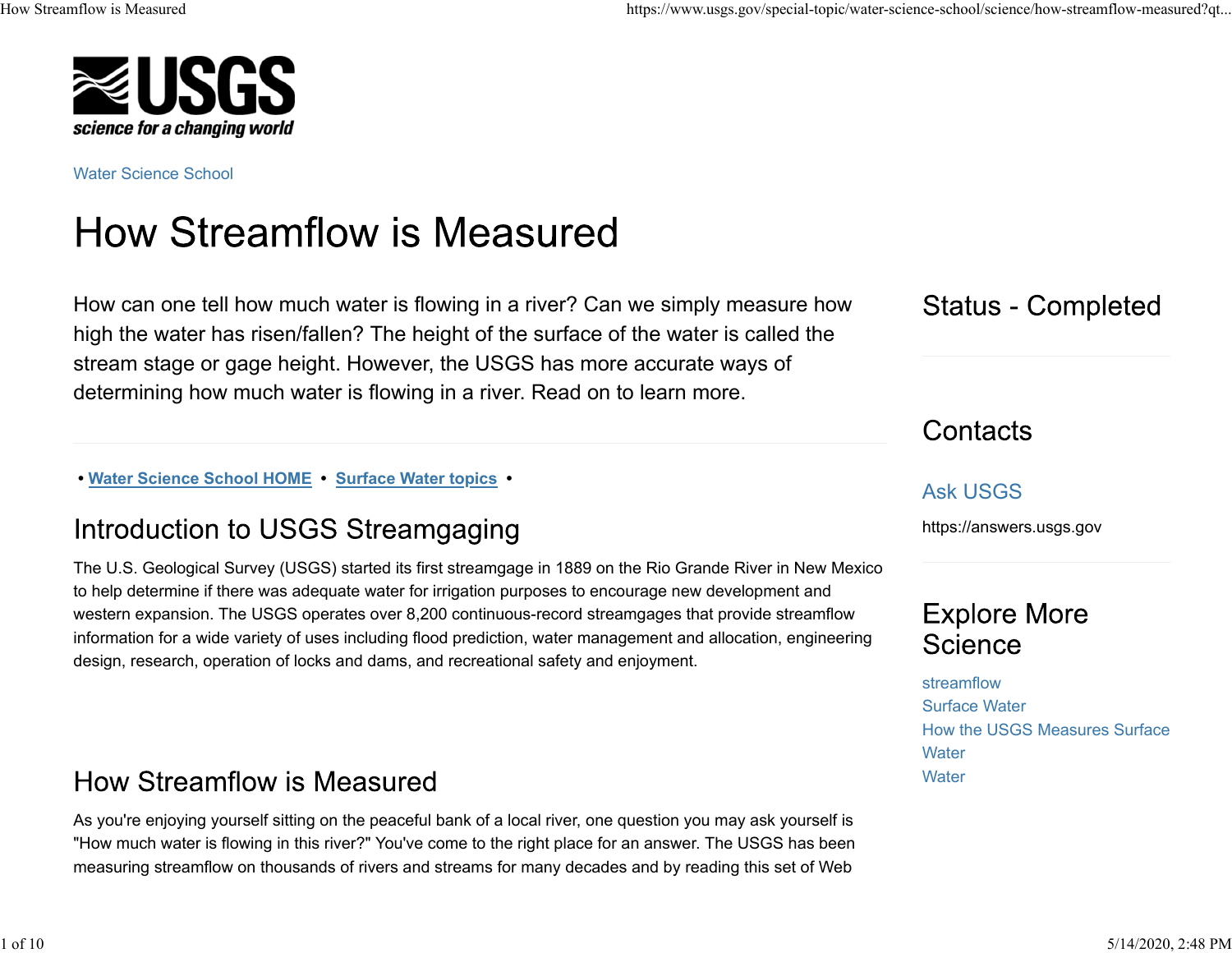Water Science School

# How Streamflow is Measured

How can one tell how much water is flowing in a river? Can we simply measure how high the water has risen/fallen? The height of the surface of the water is called the stream stage or gage height. However, the USGS has more accurate ways of determining how much water is flowing in a river. Read on to learn more.

• **Water Science School HOME** • **Surface Water topics** •

## Introduction to USGS Streamgaging

The U.S. Geological Survey (USGS) started its first streamgage in 1889 on the Rio Grande River in New Mexico to help determine if there was adequate water for irrigation purposes to encourage new development and western expansion. The USGS operates over 8,200 continuous-record streamgages that provide streamflow information for a wide variety of uses including flood prediction, water management and allocation, engineering design, research, operation of locks and dams, and recreational safety and enjoyment.

## How Streamflow is Measured

As you're enjoying yourself sitting on the peaceful bank of a local river, one question you may ask yourself is "How much water is flowing in this river?" You've come to the right place for an answer. The USGS has been measuring streamflow on thousands of rivers and streams for many decades and by reading this set of Web

## Status - Completed

## Contacts

Ask USGS

https://answers.usgs.gov

## Explore More Science

streamflow

Surface Water

How the USGS Measures Surface Water

Water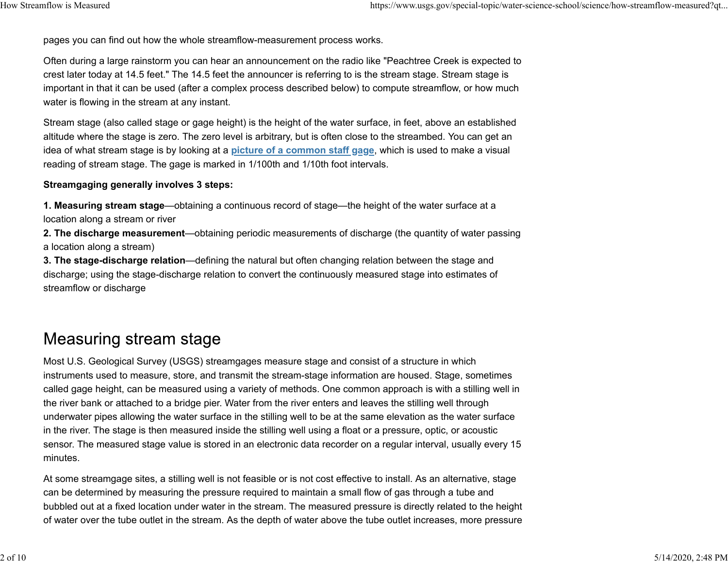pages you can find out how the whole streamflow-measurement process works.

Often during a large rainstorm you can hear an announcement on the radio like "Peachtree Creek is expected to crest later today at 14.5 feet." The 14.5 feet the announcer is referring to is the stream stage. Stream stage is important in that it can be used (after a complex process described below) to compute streamflow, or how much water is flowing in the stream at any instant.

Stream stage (also called stage or gage height) is the height of the water surface, in feet, above an established altitude where the stage is zero. The zero level is arbitrary, but is often close to the streambed. You can get an idea of what stream stage is by looking at a **picture of a common staff gage**, which is used to make a visual reading of stream stage. The gage is marked in 1/100th and 1/10th foot intervals.

**Streamgaging generally involves 3 steps:**

**1. Measuring stream stage**—obtaining a continuous record of stage—the height of the water surface at a location along a stream or river
**2. The discharge measurement**—obtaining periodic measurements of discharge (the quantity of water passing a location along a stream)
**3. The stage-discharge relation**—defining the natural but often changing relation between the stage and discharge; using the stage-discharge relation to convert the continuously measured stage into estimates of streamflow or discharge

## Measuring stream stage

Most U.S. Geological Survey (USGS) streamgages measure stage and consist of a structure in which instruments used to measure, store, and transmit the stream-stage information are housed. Stage, sometimes called gage height, can be measured using a variety of methods. One common approach is with a stilling well in the river bank or attached to a bridge pier. Water from the river enters and leaves the stilling well through underwater pipes allowing the water surface in the stilling well to be at the same elevation as the water surface in the river. The stage is then measured inside the stilling well using a float or a pressure, optic, or acoustic sensor. The measured stage value is stored in an electronic data recorder on a regular interval, usually every 15 minutes.

At some streamgage sites, a stilling well is not feasible or is not cost effective to install. As an alternative, stage can be determined by measuring the pressure required to maintain a small flow of gas through a tube and bubbled out at a fixed location under water in the stream. The measured pressure is directly related to the height of water over the tube outlet in the stream. As the depth of water above the tube outlet increases, more pressure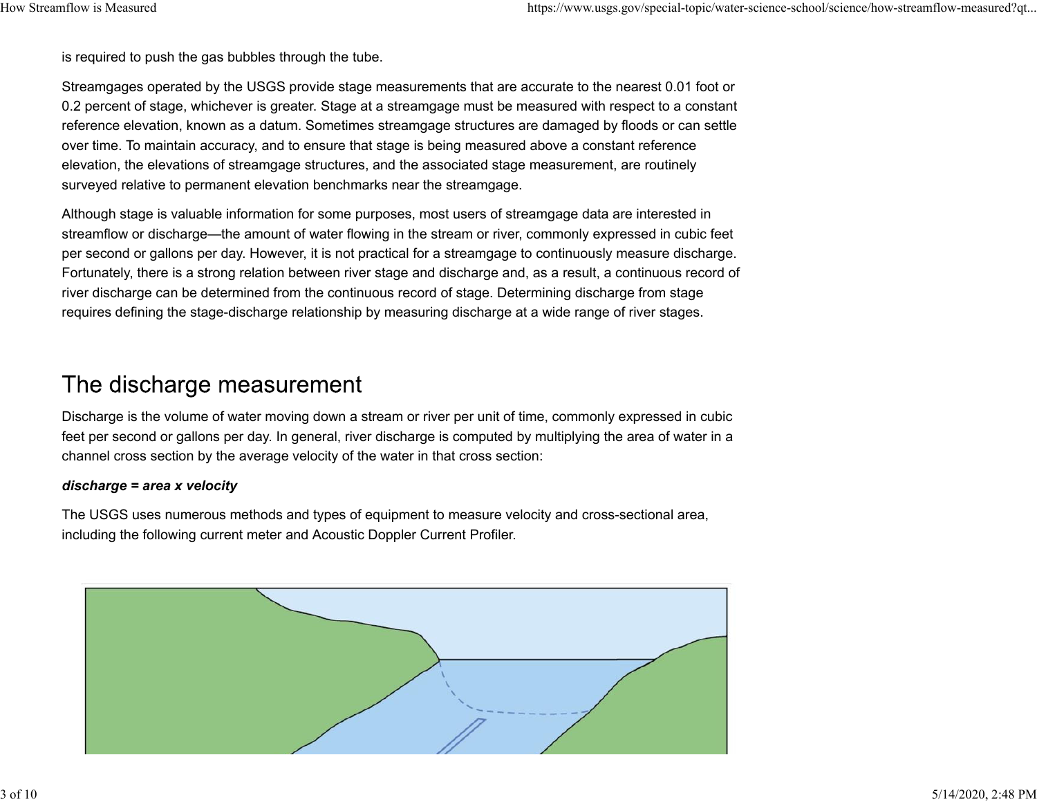is required to push the gas bubbles through the tube.

Streamgages operated by the USGS provide stage measurements that are accurate to the nearest 0.01 foot or 0.2 percent of stage, whichever is greater. Stage at a streamgage must be measured with respect to a constant reference elevation, known as a datum. Sometimes streamgage structures are damaged by floods or can settle over time. To maintain accuracy, and to ensure that stage is being measured above a constant reference elevation, the elevations of streamgage structures, and the associated stage measurement, are routinely surveyed relative to permanent elevation benchmarks near the streamgage.

Although stage is valuable information for some purposes, most users of streamgage data are interested in streamflow or discharge—the amount of water flowing in the stream or river, commonly expressed in cubic feet per second or gallons per day. However, it is not practical for a streamgage to continuously measure discharge. Fortunately, there is a strong relation between river stage and discharge and, as a result, a continuous record of river discharge can be determined from the continuous record of stage. Determining discharge from stage requires defining the stage-discharge relationship by measuring discharge at a wide range of river stages.

## The discharge measurement

Discharge is the volume of water moving down a stream or river per unit of time, commonly expressed in cubic feet per second or gallons per day. In general, river discharge is computed by multiplying the area of water in a channel cross section by the average velocity of the water in that cross section:

***discharge = area x velocity***

The USGS uses numerous methods and types of equipment to measure velocity and cross-sectional area, including the following current meter and Acoustic Doppler Current Profiler.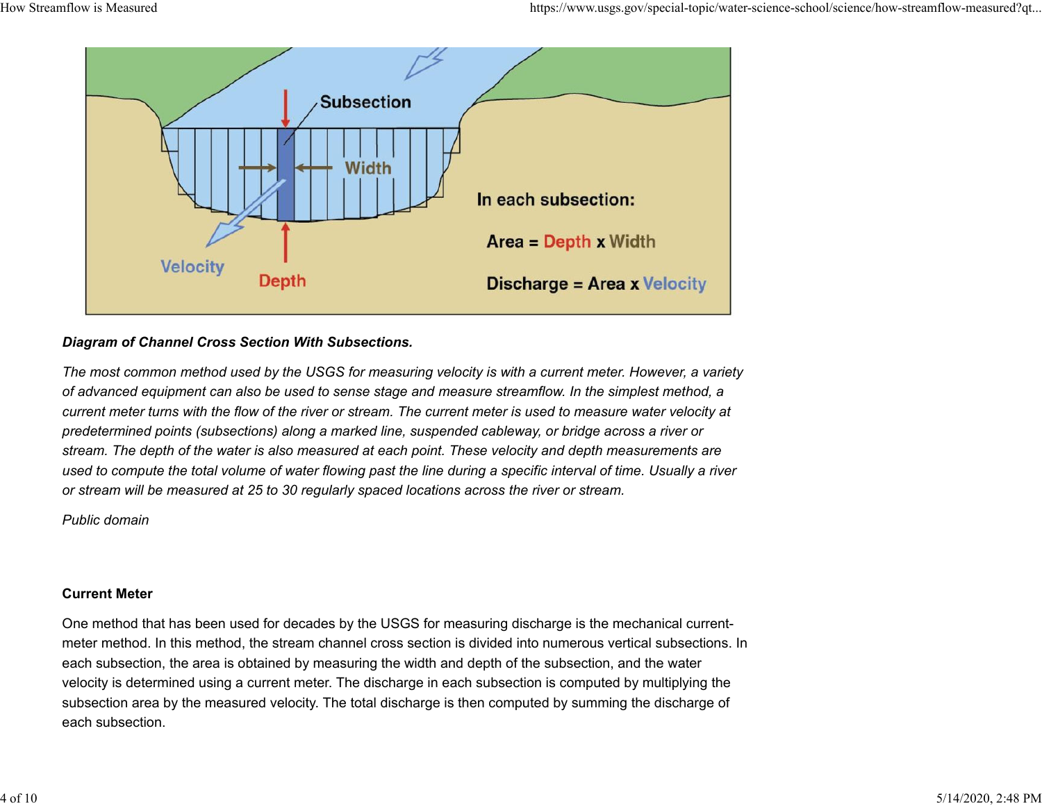***Diagram of Channel Cross Section With Subsections.***

*The most common method used by the USGS for measuring velocity is with a current meter. However, a variety of advanced equipment can also be used to sense stage and measure streamflow. In the simplest method, a current meter turns with the flow of the river or stream. The current meter is used to measure water velocity at predetermined points (subsections) along a marked line, suspended cableway, or bridge across a river or stream. The depth of the water is also measured at each point. These velocity and depth measurements are used to compute the total volume of water flowing past the line during a specific interval of time. Usually a river or stream will be measured at 25 to 30 regularly spaced locations across the river or stream.*

*Public domain*

**Current Meter**

One method that has been used for decades by the USGS for measuring discharge is the mechanical current-meter method. In this method, the stream channel cross section is divided into numerous vertical subsections. In each subsection, the area is obtained by measuring the width and depth of the subsection, and the water velocity is determined using a current meter. The discharge in each subsection is computed by multiplying the subsection area by the measured velocity. The total discharge is then computed by summing the discharge of each subsection.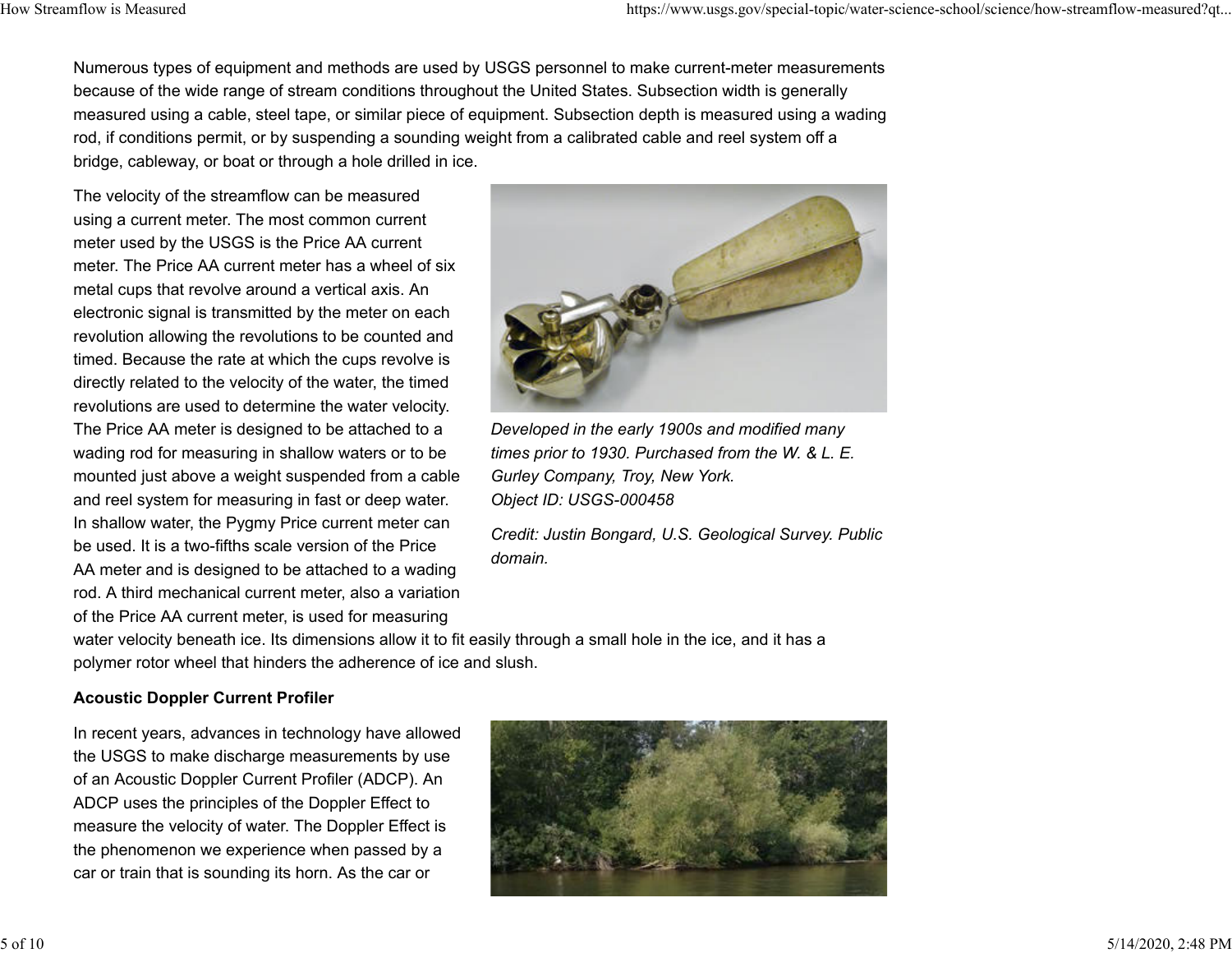Numerous types of equipment and methods are used by USGS personnel to make current-meter measurements because of the wide range of stream conditions throughout the United States. Subsection width is generally measured using a cable, steel tape, or similar piece of equipment. Subsection depth is measured using a wading rod, if conditions permit, or by suspending a sounding weight from a calibrated cable and reel system off a bridge, cableway, or boat or through a hole drilled in ice.

The velocity of the streamflow can be measured using a current meter. The most common current meter used by the USGS is the Price AA current meter. The Price AA current meter has a wheel of six metal cups that revolve around a vertical axis. An electronic signal is transmitted by the meter on each revolution allowing the revolutions to be counted and timed. Because the rate at which the cups revolve is directly related to the velocity of the water, the timed revolutions are used to determine the water velocity. The Price AA meter is designed to be attached to a wading rod for measuring in shallow waters or to be mounted just above a weight suspended from a cable and reel system for measuring in fast or deep water. In shallow water, the Pygmy Price current meter can be used. It is a two-fifths scale version of the Price AA meter and is designed to be attached to a wading rod. A third mechanical current meter, also a variation of the Price AA current meter, is used for measuring water velocity beneath ice. Its dimensions allow it to fit easily through a small hole in the ice, and it has a polymer rotor wheel that hinders the adherence of ice and slush.

*Developed in the early 1900s and modified many times prior to 1930. Purchased from the W. & L. E. Gurley Company, Troy, New York.*
*Object ID: USGS-000458*

*Credit: Justin Bongard, U.S. Geological Survey. Public domain.*

**Acoustic Doppler Current Profiler**

In recent years, advances in technology have allowed the USGS to make discharge measurements by use of an Acoustic Doppler Current Profiler (ADCP). An ADCP uses the principles of the Doppler Effect to measure the velocity of water. The Doppler Effect is the phenomenon we experience when passed by a car or train that is sounding its horn. As the car or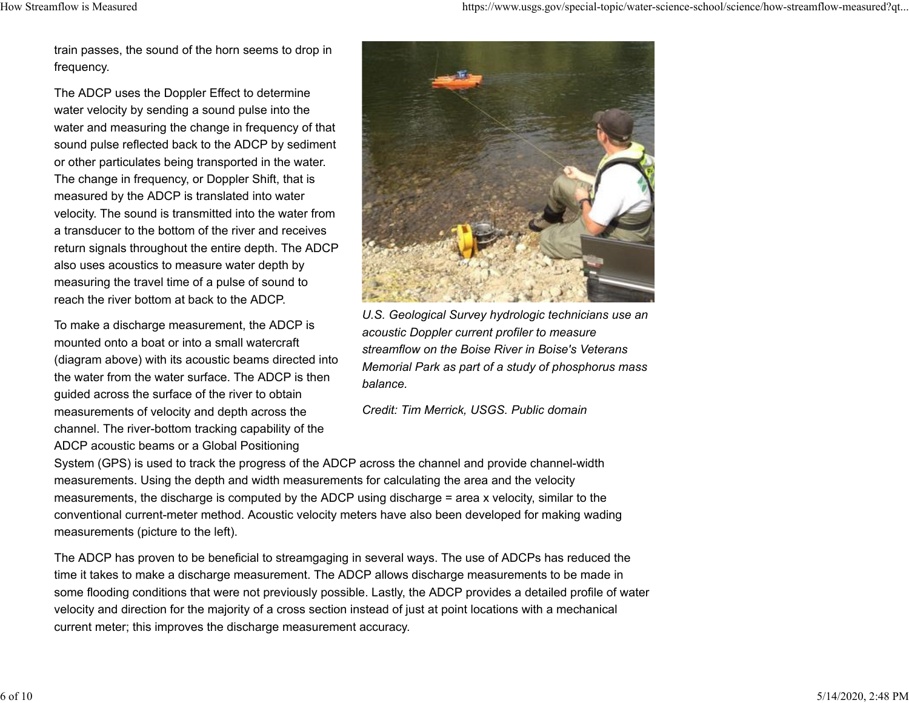train passes, the sound of the horn seems to drop in frequency.

The ADCP uses the Doppler Effect to determine water velocity by sending a sound pulse into the water and measuring the change in frequency of that sound pulse reflected back to the ADCP by sediment or other particulates being transported in the water. The change in frequency, or Doppler Shift, that is measured by the ADCP is translated into water velocity. The sound is transmitted into the water from a transducer to the bottom of the river and receives return signals throughout the entire depth. The ADCP also uses acoustics to measure water depth by measuring the travel time of a pulse of sound to reach the river bottom at back to the ADCP.

*U.S. Geological Survey hydrologic technicians use an acoustic Doppler current profiler to measure streamflow on the Boise River in Boise's Veterans Memorial Park as part of a study of phosphorus mass balance.*

*Credit: Tim Merrick, USGS. Public domain*

To make a discharge measurement, the ADCP is mounted onto a boat or into a small watercraft (diagram above) with its acoustic beams directed into the water from the water surface. The ADCP is then guided across the surface of the river to obtain measurements of velocity and depth across the channel. The river-bottom tracking capability of the ADCP acoustic beams or a Global Positioning System (GPS) is used to track the progress of the ADCP across the channel and provide channel-width measurements. Using the depth and width measurements for calculating the area and the velocity measurements, the discharge is computed by the ADCP using discharge = area x velocity, similar to the conventional current-meter method. Acoustic velocity meters have also been developed for making wading measurements (picture to the left).

The ADCP has proven to be beneficial to streamgaging in several ways. The use of ADCPs has reduced the time it takes to make a discharge measurement. The ADCP allows discharge measurements to be made in some flooding conditions that were not previously possible. Lastly, the ADCP provides a detailed profile of water velocity and direction for the majority of a cross section instead of just at point locations with a mechanical current meter; this improves the discharge measurement accuracy.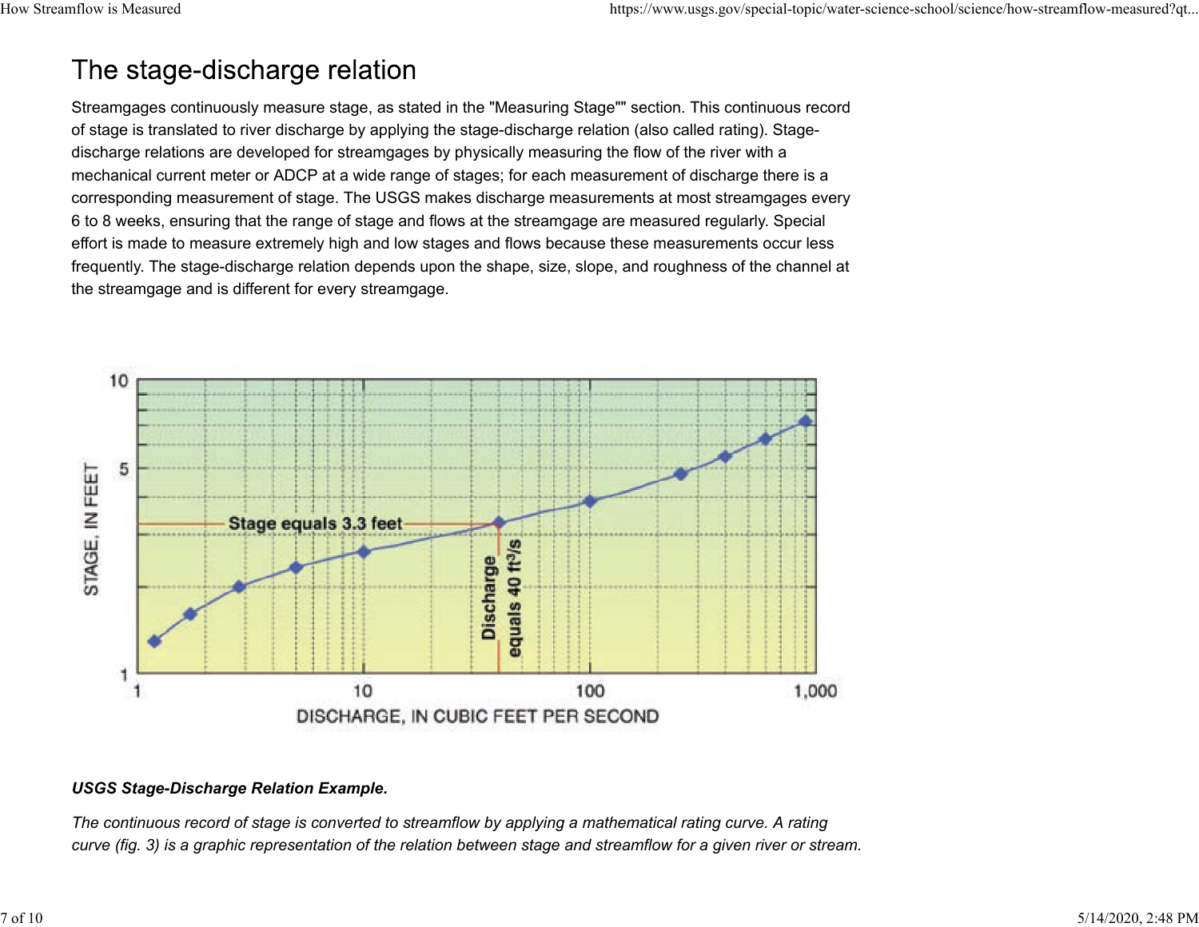# The stage-discharge relation

Streamgages continuously measure stage, as stated in the "Measuring Stage"" section. This continuous record of stage is translated to river discharge by applying the stage-discharge relation (also called rating). Stage-discharge relations are developed for streamgages by physically measuring the flow of the river with a mechanical current meter or ADCP at a wide range of stages; for each measurement of discharge there is a corresponding measurement of stage. The USGS makes discharge measurements at most streamgages every 6 to 8 weeks, ensuring that the range of stage and flows at the streamgage are measured regularly. Special effort is made to measure extremely high and low stages and flows because these measurements occur less frequently. The stage-discharge relation depends upon the shape, size, slope, and roughness of the channel at the streamgage and is different for every streamgage.

***USGS Stage-Discharge Relation Example.***

*The continuous record of stage is converted to streamflow by applying a mathematical rating curve. A rating curve (fig. 3) is a graphic representation of the relation between stage and streamflow for a given river or stream.*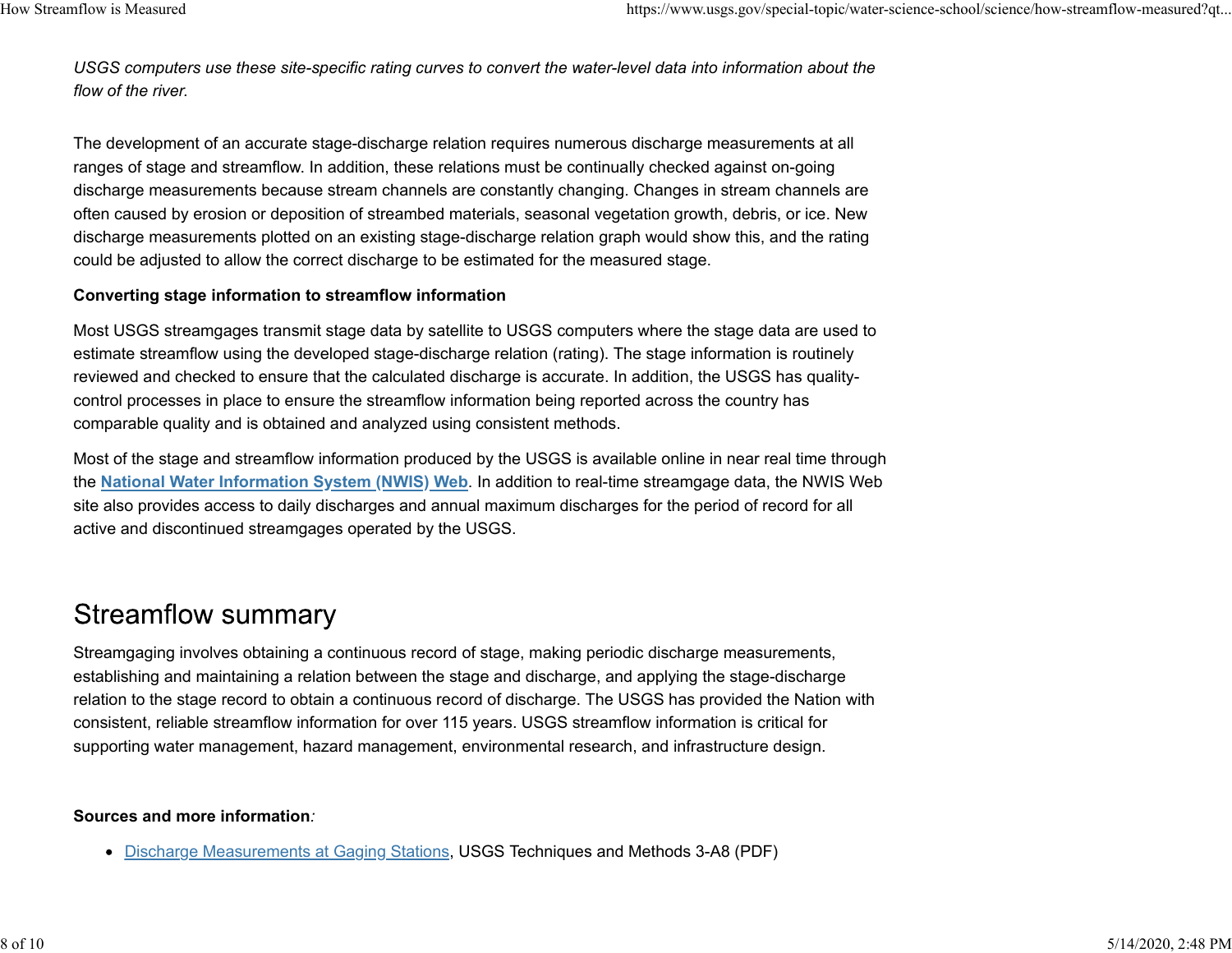*USGS computers use these site-specific rating curves to convert the water-level data into information about the flow of the river.*

The development of an accurate stage-discharge relation requires numerous discharge measurements at all ranges of stage and streamflow. In addition, these relations must be continually checked against on-going discharge measurements because stream channels are constantly changing. Changes in stream channels are often caused by erosion or deposition of streambed materials, seasonal vegetation growth, debris, or ice. New discharge measurements plotted on an existing stage-discharge relation graph would show this, and the rating could be adjusted to allow the correct discharge to be estimated for the measured stage.

**Converting stage information to streamflow information**

Most USGS streamgages transmit stage data by satellite to USGS computers where the stage data are used to estimate streamflow using the developed stage-discharge relation (rating). The stage information is routinely reviewed and checked to ensure that the calculated discharge is accurate. In addition, the USGS has quality-control processes in place to ensure the streamflow information being reported across the country has comparable quality and is obtained and analyzed using consistent methods.

Most of the stage and streamflow information produced by the USGS is available online in near real time through the **National Water Information System (NWIS) Web**. In addition to real-time streamgage data, the NWIS Web site also provides access to daily discharges and annual maximum discharges for the period of record for all active and discontinued streamgages operated by the USGS.

## Streamflow summary

Streamgaging involves obtaining a continuous record of stage, making periodic discharge measurements, establishing and maintaining a relation between the stage and discharge, and applying the stage-discharge relation to the stage record to obtain a continuous record of discharge. The USGS has provided the Nation with consistent, reliable streamflow information for over 115 years. USGS streamflow information is critical for supporting water management, hazard management, environmental research, and infrastructure design.

**Sources and more information**:

- Discharge Measurements at Gaging Stations, USGS Techniques and Methods 3-A8 (PDF)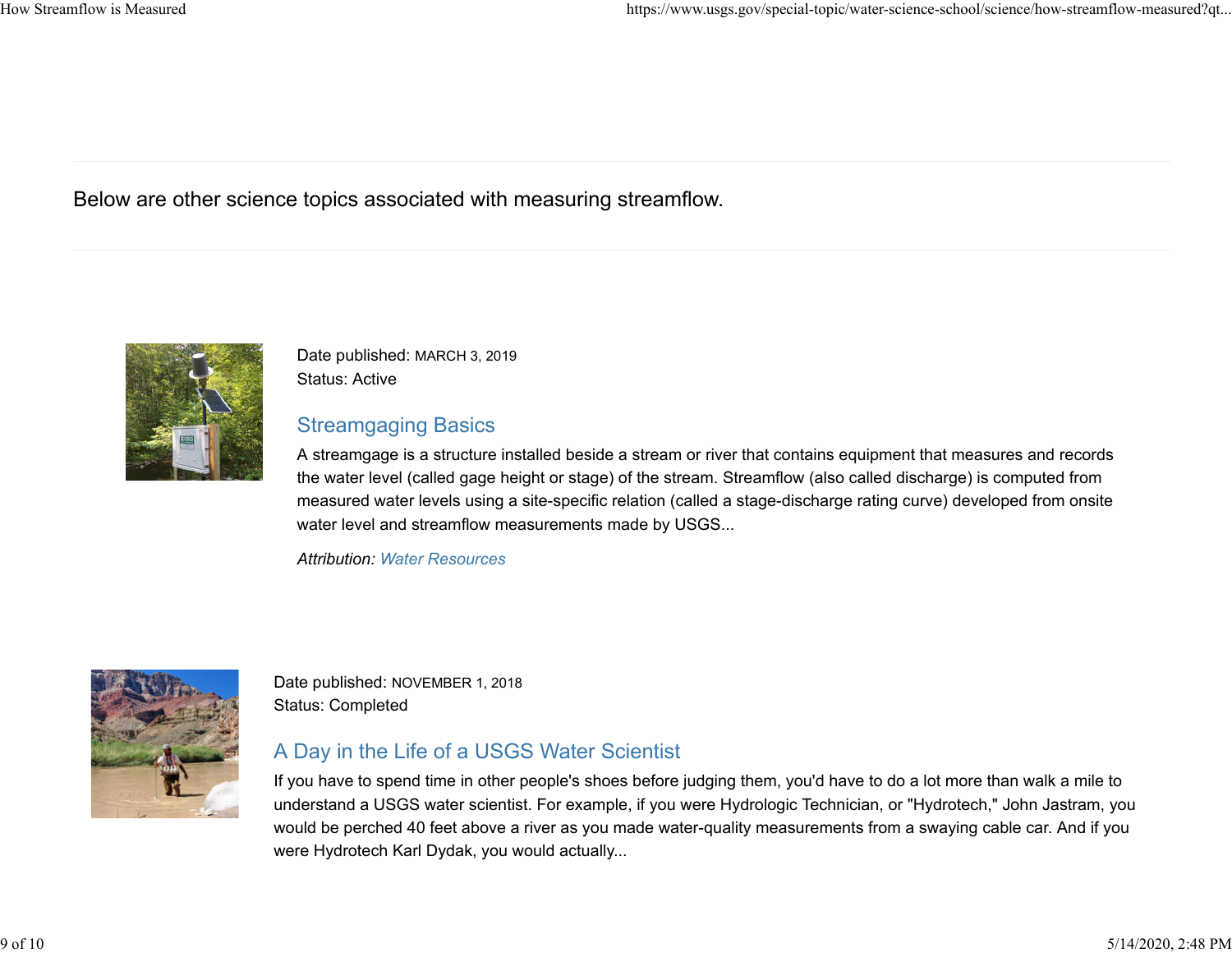Below are other science topics associated with measuring streamflow.

Date published: MARCH 3, 2019
Status: Active

## Streamgaging Basics

A streamgage is a structure installed beside a stream or river that contains equipment that measures and records the water level (called gage height or stage) of the stream. Streamflow (also called discharge) is computed from measured water levels using a site-specific relation (called a stage-discharge rating curve) developed from onsite water level and streamflow measurements made by USGS...

*Attribution: Water Resources*

Date published: NOVEMBER 1, 2018
Status: Completed

## A Day in the Life of a USGS Water Scientist

If you have to spend time in other people's shoes before judging them, you'd have to do a lot more than walk a mile to understand a USGS water scientist. For example, if you were Hydrologic Technician, or "Hydrotech," John Jastram, you would be perched 40 feet above a river as you made water-quality measurements from a swaying cable car. And if you were Hydrotech Karl Dydak, you would actually...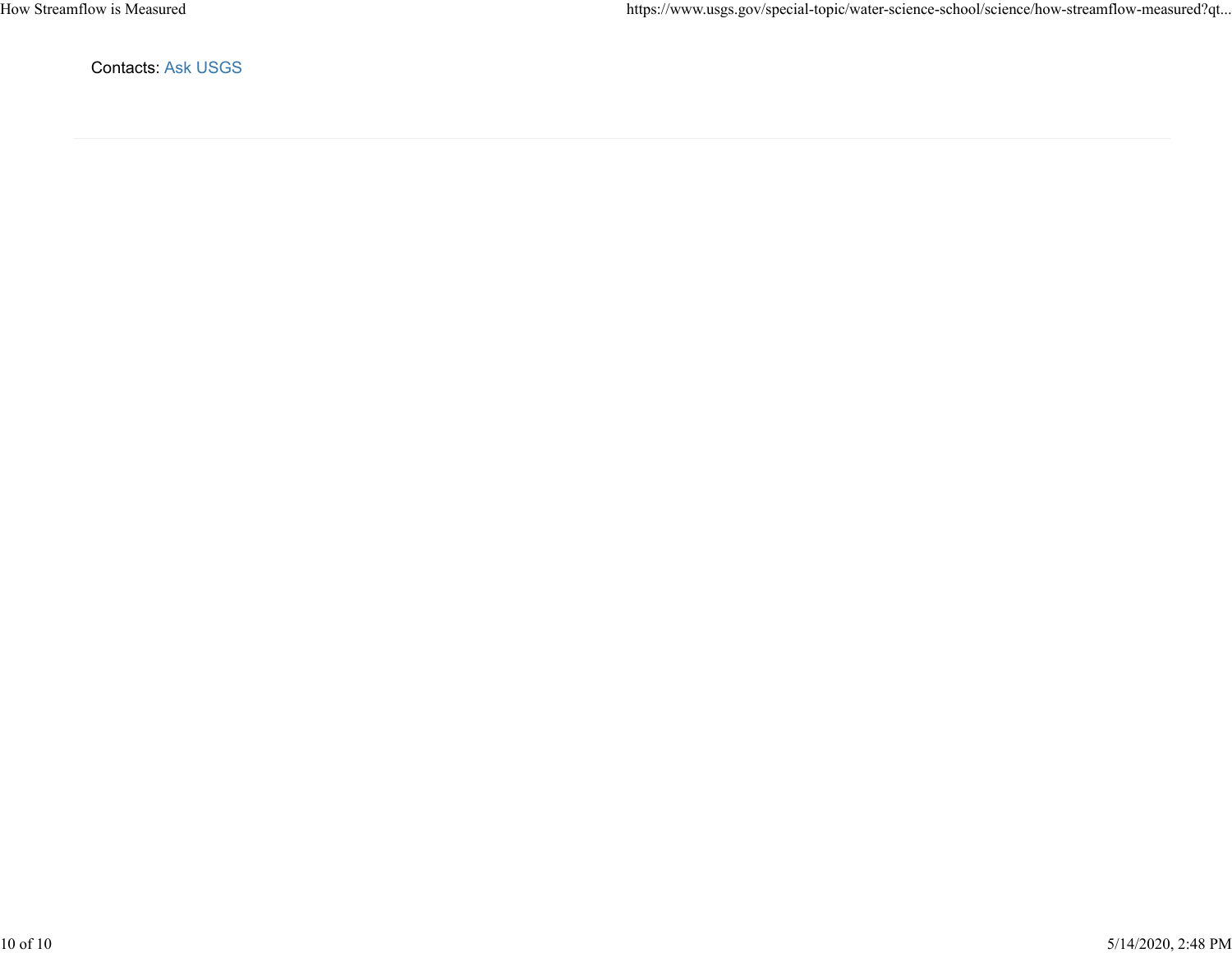Contacts: Ask USGS